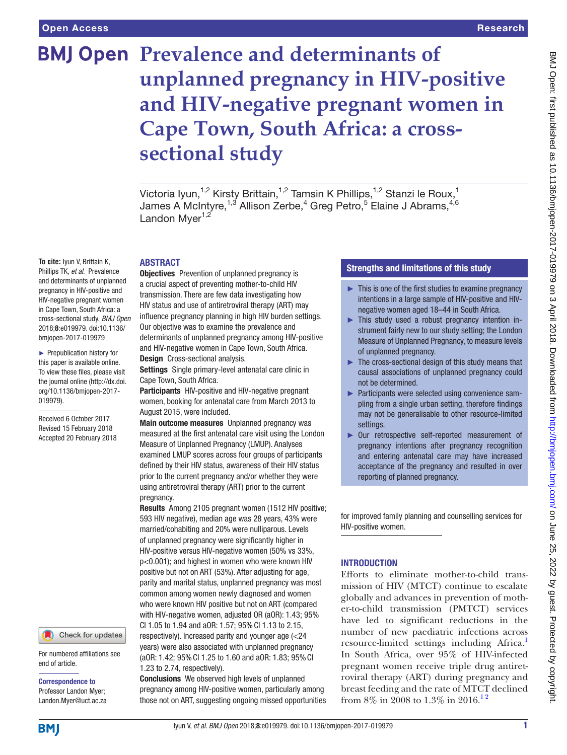# Prevalence and determinants of unplanned pregnancy in HIV-positive and HIV-negative pregnant women in Cape Town, South Africa: a cross-sectional study

Victoria Iyun,[1,2] Kirsty Brittain,[1,2] Tamsin K Phillips,[1,2] Stanzi le Roux,[1] James A McIntyre,[1,3] Allison Zerbe,[4] Greg Petro,[5] Elaine J Abrams,[4,6] Landon Myer[1,2]

**To cite:** Iyun V, Brittain K, Phillips TK, *et al*. Prevalence and determinants of unplanned pregnancy in HIV-positive and HIV-negative pregnant women in Cape Town, South Africa: a cross-sectional study. *BMJ Open* 2018;**8**:e019979. doi:10.1136/bmjopen-2017-019979

► Prepublication history for this paper is available online. To view these files, please visit the journal online (http://dx.doi.org/10.1136/bmjopen-2017-019979).

Received 6 October 2017
Revised 15 February 2018
Accepted 20 February 2018

For numbered affiliations see end of article.

**Correspondence to**
Professor Landon Myer;
Landon.Myer@uct.ac.za

## ABSTRACT

**Objectives** Prevention of unplanned pregnancy is a crucial aspect of preventing mother-to-child HIV transmission. There are few data investigating how HIV status and use of antiretroviral therapy (ART) may influence pregnancy planning in high HIV burden settings. Our objective was to examine the prevalence and determinants of unplanned pregnancy among HIV-positive and HIV-negative women in Cape Town, South Africa.

**Design** Cross-sectional analysis.

**Settings** Single primary-level antenatal care clinic in Cape Town, South Africa.

**Participants** HIV-positive and HIV-negative pregnant women, booking for antenatal care from March 2013 to August 2015, were included.

**Main outcome measures** Unplanned pregnancy was measured at the first antenatal care visit using the London Measure of Unplanned Pregnancy (LMUP). Analyses examined LMUP scores across four groups of participants defined by their HIV status, awareness of their HIV status prior to the current pregnancy and/or whether they were using antiretroviral therapy (ART) prior to the current pregnancy.

**Results** Among 2105 pregnant women (1512 HIV positive; 593 HIV negative), median age was 28 years, 43% were married/cohabiting and 20% were nulliparous. Levels of unplanned pregnancy were significantly higher in HIV-positive versus HIV-negative women (50% vs 33%, $p<0.001$); and highest in women who were known HIV positive but not on ART (53%). After adjusting for age, parity and marital status, unplanned pregnancy was most common among women newly diagnosed and women who were known HIV positive but not on ART (compared with HIV-negative women, adjusted OR (aOR): 1.43; 95% CI 1.05 to 1.94 and aOR: 1.57; 95% CI 1.13 to 2.15, respectively). Increased parity and younger age (<24 years) were also associated with unplanned pregnancy (aOR: 1.42; 95% CI 1.25 to 1.60 and aOR: 1.83; 95% CI 1.23 to 2.74, respectively).

**Conclusions** We observed high levels of unplanned pregnancy among HIV-positive women, particularly among those not on ART, suggesting ongoing missed opportunities for improved family planning and counselling services for HIV-positive women.

## Strengths and limitations of this study

- ► This is one of the first studies to examine pregnancy intentions in a large sample of HIV-positive and HIV-negative women aged 18–44 in South Africa.
- ► This study used a robust pregnancy intention instrument fairly new to our study setting; the London Measure of Unplanned Pregnancy, to measure levels of unplanned pregnancy.
- ► The cross-sectional design of this study means that causal associations of unplanned pregnancy could not be determined.
- ► Participants were selected using convenience sampling from a single urban setting, therefore findings may not be generalisable to other resource-limited settings.
- ► Our retrospective self-reported measurement of pregnancy intentions after pregnancy recognition and entering antenatal care may have increased acceptance of the pregnancy and resulted in over reporting of planned pregnancy.

## INTRODUCTION

Efforts to eliminate mother-to-child transmission of HIV (MTCT) continue to escalate globally and advances in prevention of mother-to-child transmission (PMTCT) services have led to significant reductions in the number of new paediatric infections across resource-limited settings including Africa.[1] In South Africa, over 95% of HIV-infected pregnant women receive triple drug antiretroviral therapy (ART) during pregnancy and breast feeding and the rate of MTCT declined from 8% in 2008 to 1.3% in 2016.[1,2]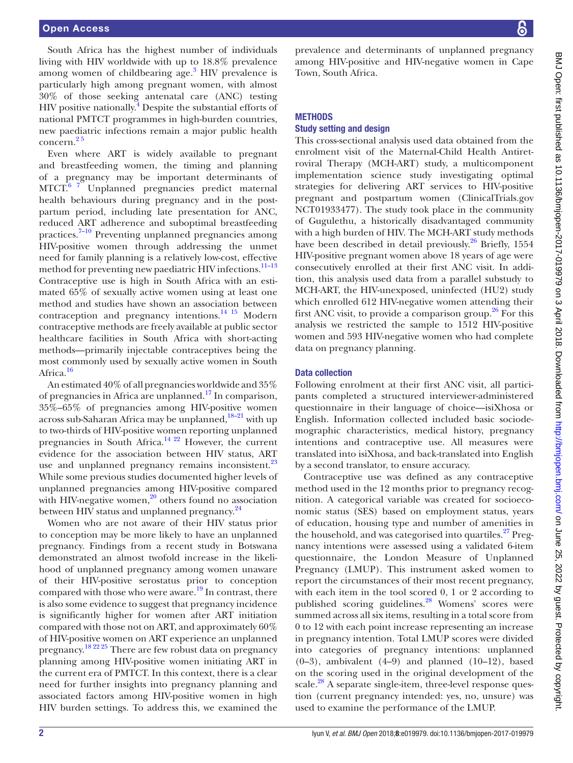South Africa has the highest number of individuals living with HIV worldwide with up to 18.8% prevalence among women of childbearing age.[3] HIV prevalence is particularly high among pregnant women, with almost 30% of those seeking antenatal care (ANC) testing HIV positive nationally.[4] Despite the substantial efforts of national PMTCT programmes in high-burden countries, new paediatric infections remain a major public health concern.[2 5]

Even where ART is widely available to pregnant and breastfeeding women, the timing and planning of a pregnancy may be important determinants of MTCT.[6 7] Unplanned pregnancies predict maternal health behaviours during pregnancy and in the post-partum period, including late presentation for ANC, reduced ART adherence and suboptimal breastfeeding practices.[7–10] Preventing unplanned pregnancies among HIV-positive women through addressing the unmet need for family planning is a relatively low-cost, effective method for preventing new paediatric HIV infections.[11–13] Contraceptive use is high in South Africa with an estimated 65% of sexually active women using at least one method and studies have shown an association between contraception and pregnancy intentions.[14 15] Modern contraceptive methods are freely available at public sector healthcare facilities in South Africa with short-acting methods—primarily injectable contraceptives being the most commonly used by sexually active women in South Africa.[16]

An estimated 40% of all pregnancies worldwide and 35% of pregnancies in Africa are unplanned.[17] In comparison, 35%–65% of pregnancies among HIV-positive women across sub-Saharan Africa may be unplanned,[18–21] with up to two-thirds of HIV-positive women reporting unplanned pregnancies in South Africa.[14 22] However, the current evidence for the association between HIV status, ART use and unplanned pregnancy remains inconsistent.[23] While some previous studies documented higher levels of unplanned pregnancies among HIV-positive compared with HIV-negative women,[20] others found no association between HIV status and unplanned pregnancy.[24]

Women who are not aware of their HIV status prior to conception may be more likely to have an unplanned pregnancy. Findings from a recent study in Botswana demonstrated an almost twofold increase in the likelihood of unplanned pregnancy among women unaware of their HIV-positive serostatus prior to conception compared with those who were aware.[19] In contrast, there is also some evidence to suggest that pregnancy incidence is significantly higher for women after ART initiation compared with those not on ART, and approximately 60% of HIV-positive women on ART experience an unplanned pregnancy.[18 22 25] There are few robust data on pregnancy planning among HIV-positive women initiating ART in the current era of PMTCT. In this context, there is a clear need for further insights into pregnancy planning and associated factors among HIV-positive women in high HIV burden settings. To address this, we examined the prevalence and determinants of unplanned pregnancy among HIV-positive and HIV-negative women in Cape Town, South Africa.

## METHODS

### Study setting and design

This cross-sectional analysis used data obtained from the enrolment visit of the Maternal-Child Health Antiretroviral Therapy (MCH-ART) study, a multicomponent implementation science study investigating optimal strategies for delivering ART services to HIV-positive pregnant and postpartum women (ClinicalTrials.gov NCT01933477). The study took place in the community of Gugulethu, a historically disadvantaged community with a high burden of HIV. The MCH-ART study methods have been described in detail previously.[26] Briefly, 1554 HIV-positive pregnant women above 18 years of age were consecutively enrolled at their first ANC visit. In addition, this analysis used data from a parallel substudy to MCH-ART, the HIV-unexposed, uninfected (HU2) study which enrolled 612 HIV-negative women attending their first ANC visit, to provide a comparison group.[26] For this analysis we restricted the sample to 1512 HIV-positive women and 593 HIV-negative women who had complete data on pregnancy planning.

### Data collection

Following enrolment at their first ANC visit, all participants completed a structured interviewer-administered questionnaire in their language of choice—isiXhosa or English. Information collected included basic sociodemographic characteristics, medical history, pregnancy intentions and contraceptive use. All measures were translated into isiXhosa, and back-translated into English by a second translator, to ensure accuracy.

Contraceptive use was defined as any contraceptive method used in the 12 months prior to pregnancy recognition. A categorical variable was created for socioeconomic status (SES) based on employment status, years of education, housing type and number of amenities in the household, and was categorised into quartiles.[27] Pregnancy intentions were assessed using a validated 6-item questionnaire, the London Measure of Unplanned Pregnancy (LMUP). This instrument asked women to report the circumstances of their most recent pregnancy, with each item in the tool scored 0, 1 or 2 according to published scoring guidelines.[28] Womens' scores were summed across all six items, resulting in a total score from 0 to 12 with each point increase representing an increase in pregnancy intention. Total LMUP scores were divided into categories of pregnancy intentions: unplanned (0–3), ambivalent (4–9) and planned (10–12), based on the scoring used in the original development of the scale.[28] A separate single-item, three-level response question (current pregnancy intended: yes, no, unsure) was used to examine the performance of the LMUP.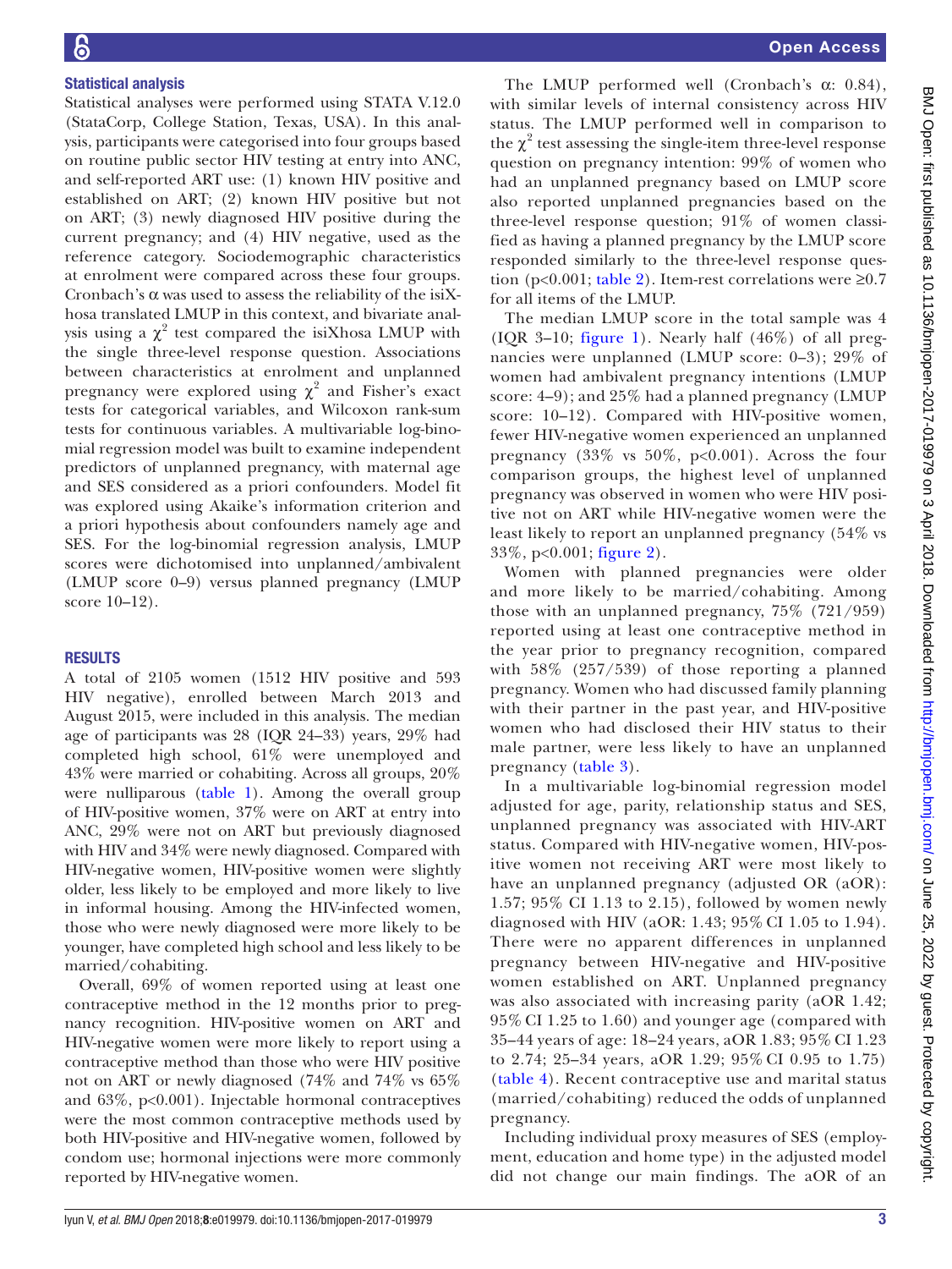## Statistical analysis

Statistical analyses were performed using STATA V.12.0 (StataCorp, College Station, Texas, USA). In this analysis, participants were categorised into four groups based on routine public sector HIV testing at entry into ANC, and self-reported ART use: (1) known HIV positive and established on ART; (2) known HIV positive but not on ART; (3) newly diagnosed HIV positive during the current pregnancy; and (4) HIV negative, used as the reference category. Sociodemographic characteristics at enrolment were compared across these four groups. Cronbach's α was used to assess the reliability of the isiXhosa translated LMUP in this context, and bivariate analysis using a $\chi^2$ test compared the isiXhosa LMUP with the single three-level response question. Associations between characteristics at enrolment and unplanned pregnancy were explored using $\chi^2$ and Fisher's exact tests for categorical variables, and Wilcoxon rank-sum tests for continuous variables. A multivariable log-binomial regression model was built to examine independent predictors of unplanned pregnancy, with maternal age and SES considered as a priori confounders. Model fit was explored using Akaike's information criterion and a priori hypothesis about confounders namely age and SES. For the log-binomial regression analysis, LMUP scores were dichotomised into unplanned/ambivalent (LMUP score 0–9) versus planned pregnancy (LMUP score 10–12).

## RESULTS

A total of 2105 women (1512 HIV positive and 593 HIV negative), enrolled between March 2013 and August 2015, were included in this analysis. The median age of participants was 28 (IQR 24–33) years, 29% had completed high school, 61% were unemployed and 43% were married or cohabiting. Across all groups, 20% were nulliparous (table 1). Among the overall group of HIV-positive women, 37% were on ART at entry into ANC, 29% were not on ART but previously diagnosed with HIV and 34% were newly diagnosed. Compared with HIV-negative women, HIV-positive women were slightly older, less likely to be employed and more likely to live in informal housing. Among the HIV-infected women, those who were newly diagnosed were more likely to be younger, have completed high school and less likely to be married/cohabiting.

Overall, 69% of women reported using at least one contraceptive method in the 12 months prior to pregnancy recognition. HIV-positive women on ART and HIV-negative women were more likely to report using a contraceptive method than those who were HIV positive not on ART or newly diagnosed (74% and 74% vs 65% and 63%, p<0.001). Injectable hormonal contraceptives were the most common contraceptive methods used by both HIV-positive and HIV-negative women, followed by condom use; hormonal injections were more commonly reported by HIV-negative women.

The LMUP performed well (Cronbach's α: 0.84), with similar levels of internal consistency across HIV status. The LMUP performed well in comparison to the $\chi^2$ test assessing the single-item three-level response question on pregnancy intention: 99% of women who had an unplanned pregnancy based on LMUP score also reported unplanned pregnancies based on the three-level response question; 91% of women classified as having a planned pregnancy by the LMUP score responded similarly to the three-level response question (p<0.001; table 2). Item-rest correlations were ≥0.7 for all items of the LMUP.

The median LMUP score in the total sample was 4 (IQR 3–10; figure 1). Nearly half (46%) of all pregnancies were unplanned (LMUP score: 0–3); 29% of women had ambivalent pregnancy intentions (LMUP score: 4–9); and 25% had a planned pregnancy (LMUP score: 10–12). Compared with HIV-positive women, fewer HIV-negative women experienced an unplanned pregnancy (33% vs 50%, p<0.001). Across the four comparison groups, the highest level of unplanned pregnancy was observed in women who were HIV positive not on ART while HIV-negative women were the least likely to report an unplanned pregnancy (54% vs 33%, p<0.001; figure 2).

Women with planned pregnancies were older and more likely to be married/cohabiting. Among those with an unplanned pregnancy, 75% (721/959) reported using at least one contraceptive method in the year prior to pregnancy recognition, compared with 58% (257/539) of those reporting a planned pregnancy. Women who had discussed family planning with their partner in the past year, and HIV-positive women who had disclosed their HIV status to their male partner, were less likely to have an unplanned pregnancy (table 3).

In a multivariable log-binomial regression model adjusted for age, parity, relationship status and SES, unplanned pregnancy was associated with HIV-ART status. Compared with HIV-negative women, HIV-positive women not receiving ART were most likely to have an unplanned pregnancy (adjusted OR (aOR): 1.57; 95% CI 1.13 to 2.15), followed by women newly diagnosed with HIV (aOR: 1.43; 95% CI 1.05 to 1.94). There were no apparent differences in unplanned pregnancy between HIV-negative and HIV-positive women established on ART. Unplanned pregnancy was also associated with increasing parity (aOR 1.42; 95% CI 1.25 to 1.60) and younger age (compared with 35–44 years of age: 18–24 years, aOR 1.83; 95% CI 1.23 to 2.74; 25–34 years, aOR 1.29; 95% CI 0.95 to 1.75) (table 4). Recent contraceptive use and marital status (married/cohabiting) reduced the odds of unplanned pregnancy.

Including individual proxy measures of SES (employment, education and home type) in the adjusted model did not change our main findings. The aOR of an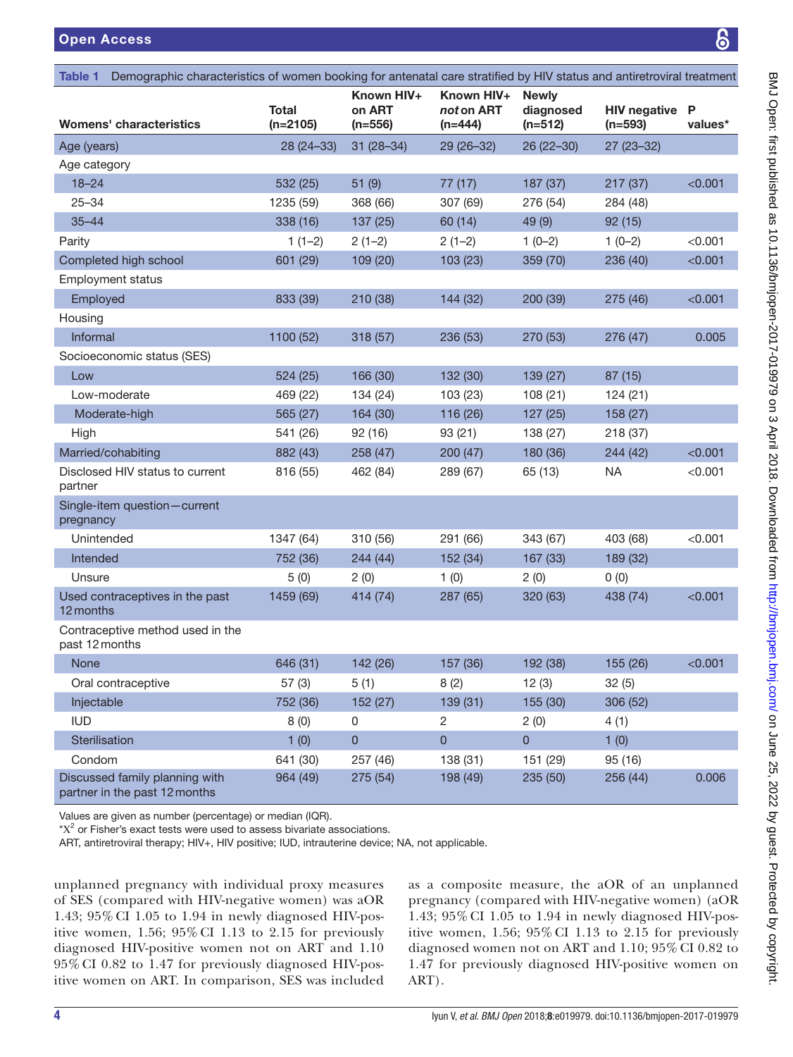Table 1 Demographic characteristics of women booking for antenatal care stratified by HIV status and antiretroviral treatment

| Womens' characteristics | Total (n=2105) | Known HIV+ on ART (n=556) | Known HIV+ *not* on ART (n=444) | Newly diagnosed (n=512) | HIV negative (n=593) | P values* |
|---|---|---|---|---|---|---|
| Age (years) | 28 (24–33) | 31 (28–34) | 29 (26–32) | 26 (22–30) | 27 (23–32) | |
| Age category | | | | | | |
| 18–24 | 532 (25) | 51 (9) | 77 (17) | 187 (37) | 217 (37) | <0.001 |
| 25–34 | 1235 (59) | 368 (66) | 307 (69) | 276 (54) | 284 (48) | |
| 35–44 | 338 (16) | 137 (25) | 60 (14) | 49 (9) | 92 (15) | |
| Parity | 1 (1–2) | 2 (1–2) | 2 (1–2) | 1 (0–2) | 1 (0–2) | <0.001 |
| Completed high school | 601 (29) | 109 (20) | 103 (23) | 359 (70) | 236 (40) | <0.001 |
| Employment status | | | | | | |
| Employed | 833 (39) | 210 (38) | 144 (32) | 200 (39) | 275 (46) | <0.001 |
| Housing | | | | | | |
| Informal | 1100 (52) | 318 (57) | 236 (53) | 270 (53) | 276 (47) | 0.005 |
| Socioeconomic status (SES) | | | | | | |
| Low | 524 (25) | 166 (30) | 132 (30) | 139 (27) | 87 (15) | |
| Low-moderate | 469 (22) | 134 (24) | 103 (23) | 108 (21) | 124 (21) | |
| Moderate-high | 565 (27) | 164 (30) | 116 (26) | 127 (25) | 158 (27) | |
| High | 541 (26) | 92 (16) | 93 (21) | 138 (27) | 218 (37) | |
| Married/cohabiting | 882 (43) | 258 (47) | 200 (47) | 180 (36) | 244 (42) | <0.001 |
| Disclosed HIV status to current partner | 816 (55) | 462 (84) | 289 (67) | 65 (13) | NA | <0.001 |
| Single-item question—current pregnancy | | | | | | |
| Unintended | 1347 (64) | 310 (56) | 291 (66) | 343 (67) | 403 (68) | <0.001 |
| Intended | 752 (36) | 244 (44) | 152 (34) | 167 (33) | 189 (32) | |
| Unsure | 5 (0) | 2 (0) | 1 (0) | 2 (0) | 0 (0) | |
| Used contraceptives in the past 12 months | 1459 (69) | 414 (74) | 287 (65) | 320 (63) | 438 (74) | <0.001 |
| Contraceptive method used in the past 12 months | | | | | | |
| None | 646 (31) | 142 (26) | 157 (36) | 192 (38) | 155 (26) | <0.001 |
| Oral contraceptive | 57 (3) | 5 (1) | 8 (2) | 12 (3) | 32 (5) | |
| Injectable | 752 (36) | 152 (27) | 139 (31) | 155 (30) | 306 (52) | |
| IUD | 8 (0) | 0 | 2 | 2 (0) | 4 (1) | |
| Sterilisation | 1 (0) | 0 | 0 | 0 | 1 (0) | |
| Condom | 641 (30) | 257 (46) | 138 (31) | 151 (29) | 95 (16) | |
| Discussed family planning with partner in the past 12 months | 964 (49) | 275 (54) | 198 (49) | 235 (50) | 256 (44) | 0.006 |

Values are given as number (percentage) or median (IQR).

*$X^2$ or Fisher's exact tests were used to assess bivariate associations.

ART, antiretroviral therapy; HIV+, HIV positive; IUD, intrauterine device; NA, not applicable.

unplanned pregnancy with individual proxy measures of SES (compared with HIV-negative women) was aOR 1.43; 95% CI 1.05 to 1.94 in newly diagnosed HIV-positive women, 1.56; 95% CI 1.13 to 2.15 for previously diagnosed HIV-positive women not on ART and 1.10 95% CI 0.82 to 1.47 for previously diagnosed HIV-positive women on ART. In comparison, SES was included as a composite measure, the aOR of an unplanned pregnancy (compared with HIV-negative women) (aOR 1.43; 95% CI 1.05 to 1.94 in newly diagnosed HIV-positive women, 1.56; 95% CI 1.13 to 2.15 for previously diagnosed women not on ART and 1.10; 95% CI 0.82 to 1.47 for previously diagnosed HIV-positive women on ART).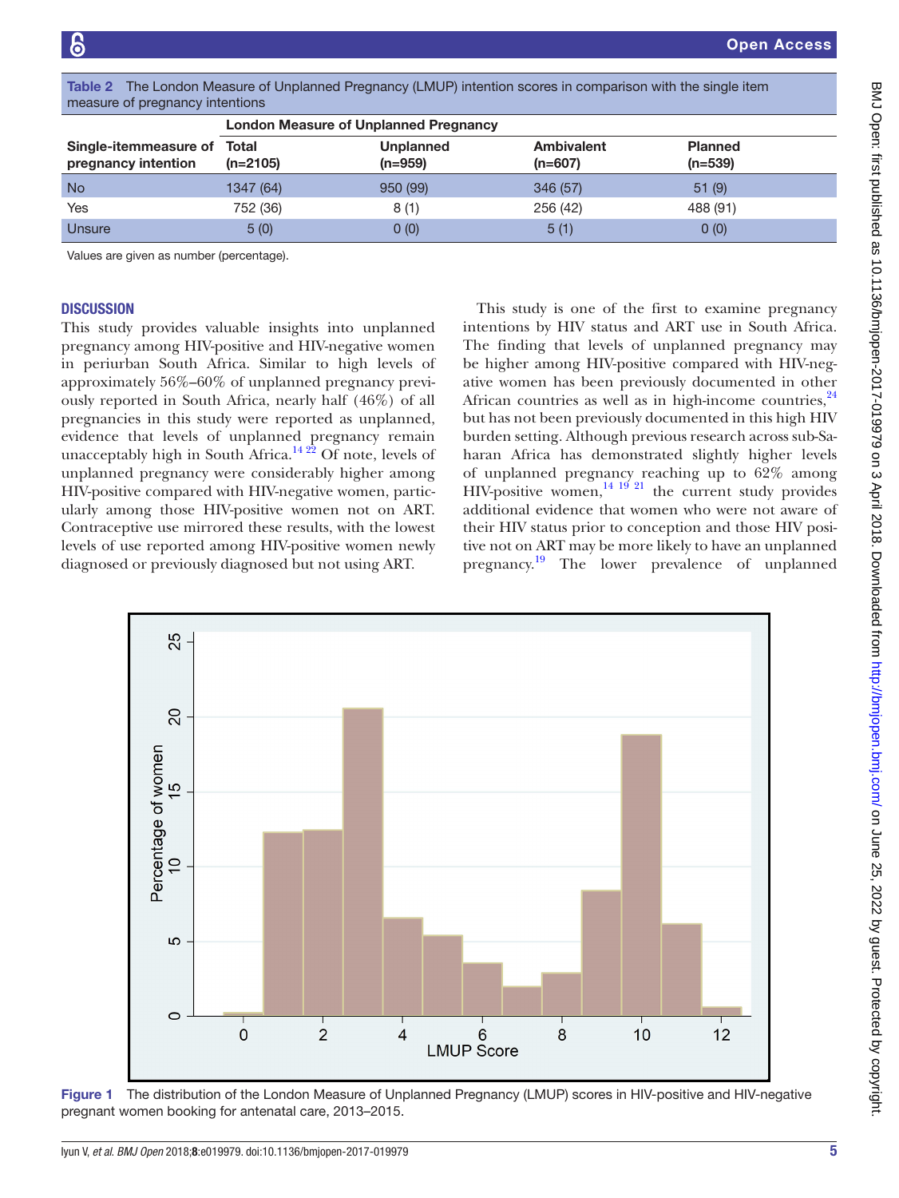**Table 2** The London Measure of Unplanned Pregnancy (LMUP) intention scores in comparison with the single item measure of pregnancy intentions

| | London Measure of Unplanned Pregnancy | | | |
|---|---|---|---|---|
| Single-itemmeasure of pregnancy intention | Total (n=2105) | Unplanned (n=959) | Ambivalent (n=607) | Planned (n=539) |
| No | 1347 (64) | 950 (99) | 346 (57) | 51 (9) |
| Yes | 752 (36) | 8 (1) | 256 (42) | 488 (91) |
| Unsure | 5 (0) | 0 (0) | 5 (1) | 0 (0) |

Values are given as number (percentage).

## Discussion

This study provides valuable insights into unplanned pregnancy among HIV-positive and HIV-negative women in periurban South Africa. Similar to high levels of approximately 56%–60% of unplanned pregnancy previously reported in South Africa, nearly half (46%) of all pregnancies in this study were reported as unplanned, evidence that levels of unplanned pregnancy remain unacceptably high in South Africa.[14 22] Of note, levels of unplanned pregnancy were considerably higher among HIV-positive compared with HIV-negative women, particularly among those HIV-positive women not on ART. Contraceptive use mirrored these results, with the lowest levels of use reported among HIV-positive women newly diagnosed or previously diagnosed but not using ART.

This study is one of the first to examine pregnancy intentions by HIV status and ART use in South Africa. The finding that levels of unplanned pregnancy may be higher among HIV-positive compared with HIV-negative women has been previously documented in other African countries as well as in high-income countries,[24] but has not been previously documented in this high HIV burden setting. Although previous research across sub-Saharan Africa has demonstrated slightly higher levels of unplanned pregnancy reaching up to 62% among HIV-positive women,[14 19 21] the current study provides additional evidence that women who were not aware of their HIV status prior to conception and those HIV positive not on ART may be more likely to have an unplanned pregnancy.[19] The lower prevalence of unplanned

**Figure 1** The distribution of the London Measure of Unplanned Pregnancy (LMUP) scores in HIV-positive and HIV-negative pregnant women booking for antenatal care, 2013–2015.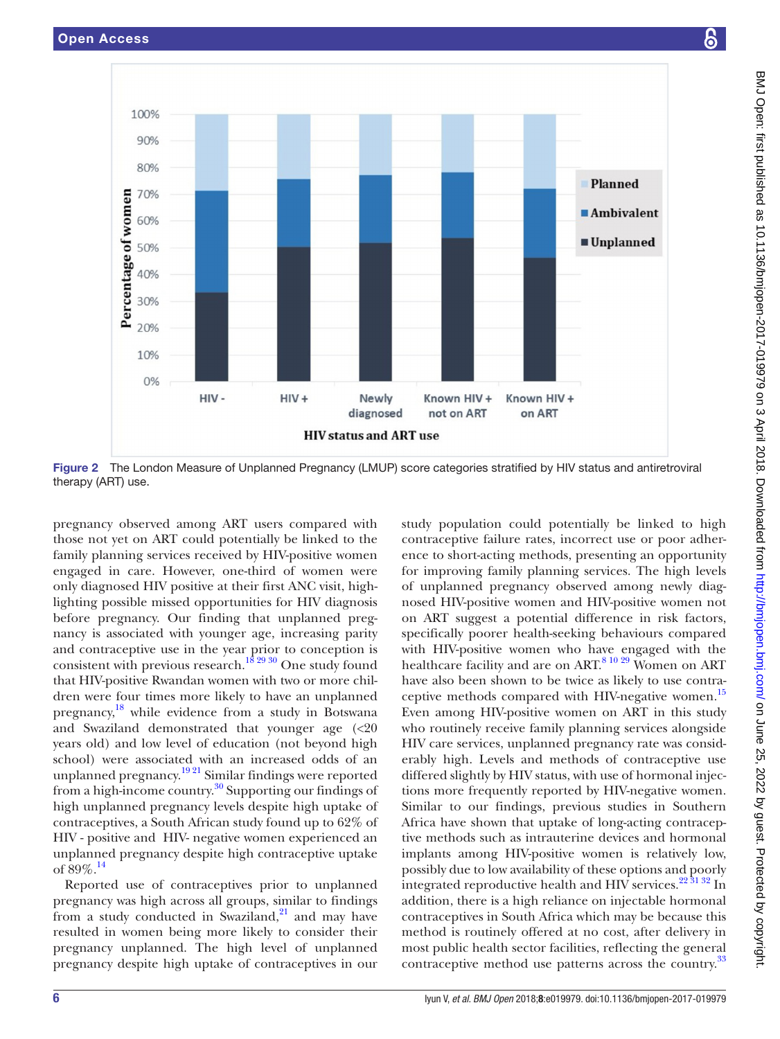Figure 2 The London Measure of Unplanned Pregnancy (LMUP) score categories stratified by HIV status and antiretroviral therapy (ART) use.

pregnancy observed among ART users compared with those not yet on ART could potentially be linked to the family planning services received by HIV-positive women engaged in care. However, one-third of women were only diagnosed HIV positive at their first ANC visit, highlighting possible missed opportunities for HIV diagnosis before pregnancy. Our finding that unplanned pregnancy is associated with younger age, increasing parity and contraceptive use in the year prior to conception is consistent with previous research.[18 29 30] One study found that HIV-positive Rwandan women with two or more children were four times more likely to have an unplanned pregnancy,[18] while evidence from a study in Botswana and Swaziland demonstrated that younger age (<20 years old) and low level of education (not beyond high school) were associated with an increased odds of an unplanned pregnancy.[19 21] Similar findings were reported from a high-income country.[30] Supporting our findings of high unplanned pregnancy levels despite high uptake of contraceptives, a South African study found up to 62% of HIV - positive and HIV- negative women experienced an unplanned pregnancy despite high contraceptive uptake of 89%.[14]

Reported use of contraceptives prior to unplanned pregnancy was high across all groups, similar to findings from a study conducted in Swaziland,[21] and may have resulted in women being more likely to consider their pregnancy unplanned. The high level of unplanned pregnancy despite high uptake of contraceptives in our study population could potentially be linked to high contraceptive failure rates, incorrect use or poor adherence to short-acting methods, presenting an opportunity for improving family planning services. The high levels of unplanned pregnancy observed among newly diagnosed HIV-positive women and HIV-positive women not on ART suggest a potential difference in risk factors, specifically poorer health-seeking behaviours compared with HIV-positive women who have engaged with the healthcare facility and are on ART.[8 10 29] Women on ART have also been shown to be twice as likely to use contraceptive methods compared with HIV-negative women.[15] Even among HIV-positive women on ART in this study who routinely receive family planning services alongside HIV care services, unplanned pregnancy rate was considerably high. Levels and methods of contraceptive use differed slightly by HIV status, with use of hormonal injections more frequently reported by HIV-negative women. Similar to our findings, previous studies in Southern Africa have shown that uptake of long-acting contraceptive methods such as intrauterine devices and hormonal implants among HIV-positive women is relatively low, possibly due to low availability of these options and poorly integrated reproductive health and HIV services.[22 31 32] In addition, there is a high reliance on injectable hormonal contraceptives in South Africa which may be because this method is routinely offered at no cost, after delivery in most public health sector facilities, reflecting the general contraceptive method use patterns across the country.[33]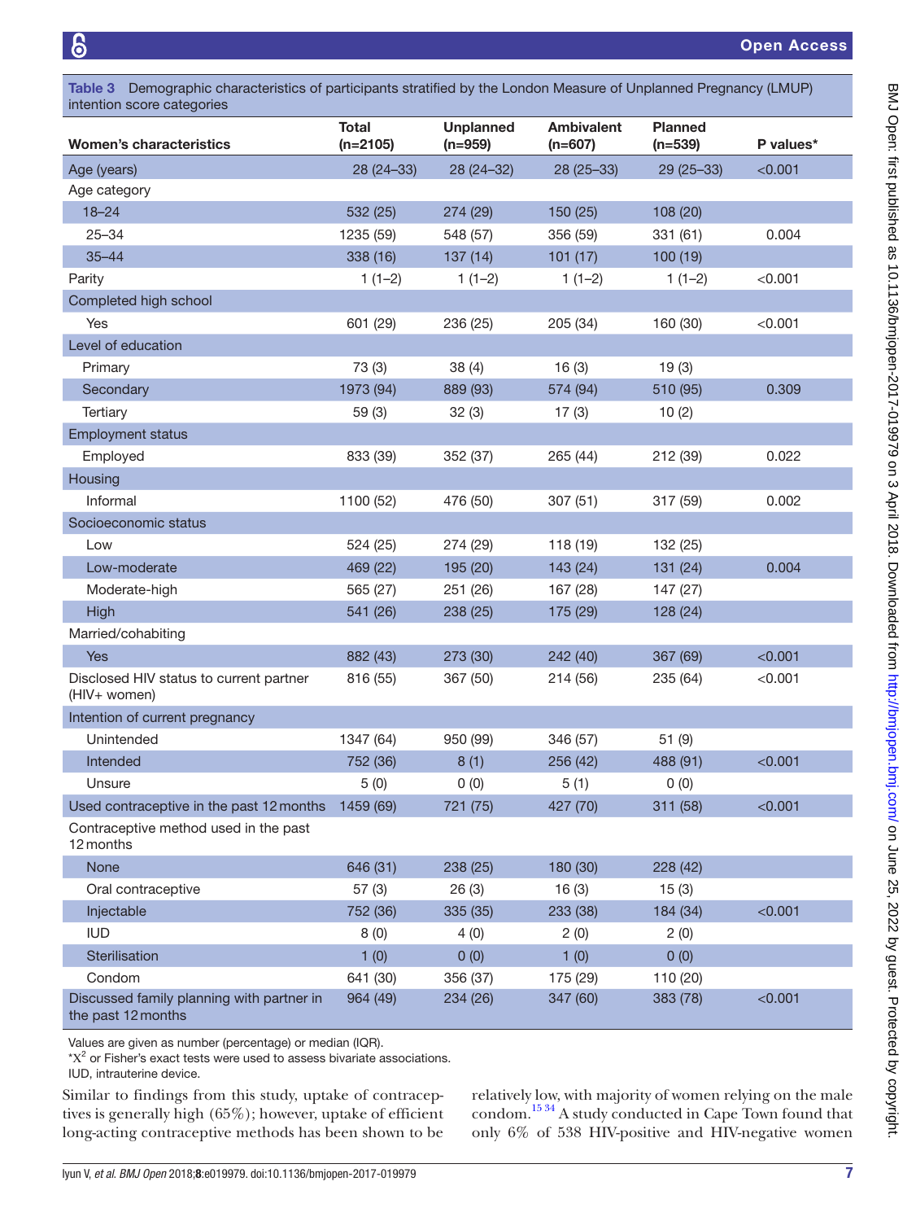**Table 3** Demographic characteristics of participants stratified by the London Measure of Unplanned Pregnancy (LMUP) intention score categories

| Women's characteristics | Total (n=2105) | Unplanned (n=959) | Ambivalent (n=607) | Planned (n=539) | P values* |
|---|---|---|---|---|---|
| Age (years) | 28 (24–33) | 28 (24–32) | 28 (25–33) | 29 (25–33) | <0.001 |
| Age category | | | | | |
| 18–24 | 532 (25) | 274 (29) | 150 (25) | 108 (20) | |
| 25–34 | 1235 (59) | 548 (57) | 356 (59) | 331 (61) | 0.004 |
| 35–44 | 338 (16) | 137 (14) | 101 (17) | 100 (19) | |
| Parity | 1 (1–2) | 1 (1–2) | 1 (1–2) | 1 (1–2) | <0.001 |
| Completed high school | | | | | |
| Yes | 601 (29) | 236 (25) | 205 (34) | 160 (30) | <0.001 |
| Level of education | | | | | |
| Primary | 73 (3) | 38 (4) | 16 (3) | 19 (3) | |
| Secondary | 1973 (94) | 889 (93) | 574 (94) | 510 (95) | 0.309 |
| Tertiary | 59 (3) | 32 (3) | 17 (3) | 10 (2) | |
| Employment status | | | | | |
| Employed | 833 (39) | 352 (37) | 265 (44) | 212 (39) | 0.022 |
| Housing | | | | | |
| Informal | 1100 (52) | 476 (50) | 307 (51) | 317 (59) | 0.002 |
| Socioeconomic status | | | | | |
| Low | 524 (25) | 274 (29) | 118 (19) | 132 (25) | |
| Low-moderate | 469 (22) | 195 (20) | 143 (24) | 131 (24) | 0.004 |
| Moderate-high | 565 (27) | 251 (26) | 167 (28) | 147 (27) | |
| High | 541 (26) | 238 (25) | 175 (29) | 128 (24) | |
| Married/cohabiting | | | | | |
| Yes | 882 (43) | 273 (30) | 242 (40) | 367 (69) | <0.001 |
| Disclosed HIV status to current partner (HIV+ women) | 816 (55) | 367 (50) | 214 (56) | 235 (64) | <0.001 |
| Intention of current pregnancy | | | | | |
| Unintended | 1347 (64) | 950 (99) | 346 (57) | 51 (9) | |
| Intended | 752 (36) | 8 (1) | 256 (42) | 488 (91) | <0.001 |
| Unsure | 5 (0) | 0 (0) | 5 (1) | 0 (0) | |
| Used contraceptive in the past 12 months | 1459 (69) | 721 (75) | 427 (70) | 311 (58) | <0.001 |
| Contraceptive method used in the past 12 months | | | | | |
| None | 646 (31) | 238 (25) | 180 (30) | 228 (42) | |
| Oral contraceptive | 57 (3) | 26 (3) | 16 (3) | 15 (3) | |
| Injectable | 752 (36) | 335 (35) | 233 (38) | 184 (34) | <0.001 |
| IUD | 8 (0) | 4 (0) | 2 (0) | 2 (0) | |
| Sterilisation | 1 (0) | 0 (0) | 1 (0) | 0 (0) | |
| Condom | 641 (30) | 356 (37) | 175 (29) | 110 (20) | |
| Discussed family planning with partner in the past 12 months | 964 (49) | 234 (26) | 347 (60) | 383 (78) | <0.001 |

Values are given as number (percentage) or median (IQR).
*$X^2$ or Fisher's exact tests were used to assess bivariate associations.
IUD, intrauterine device.

Similar to findings from this study, uptake of contraceptives is generally high (65%); however, uptake of efficient long-acting contraceptive methods has been shown to be relatively low, with majority of women relying on the male condom.[15 34] A study conducted in Cape Town found that only 6% of 538 HIV-positive and HIV-negative women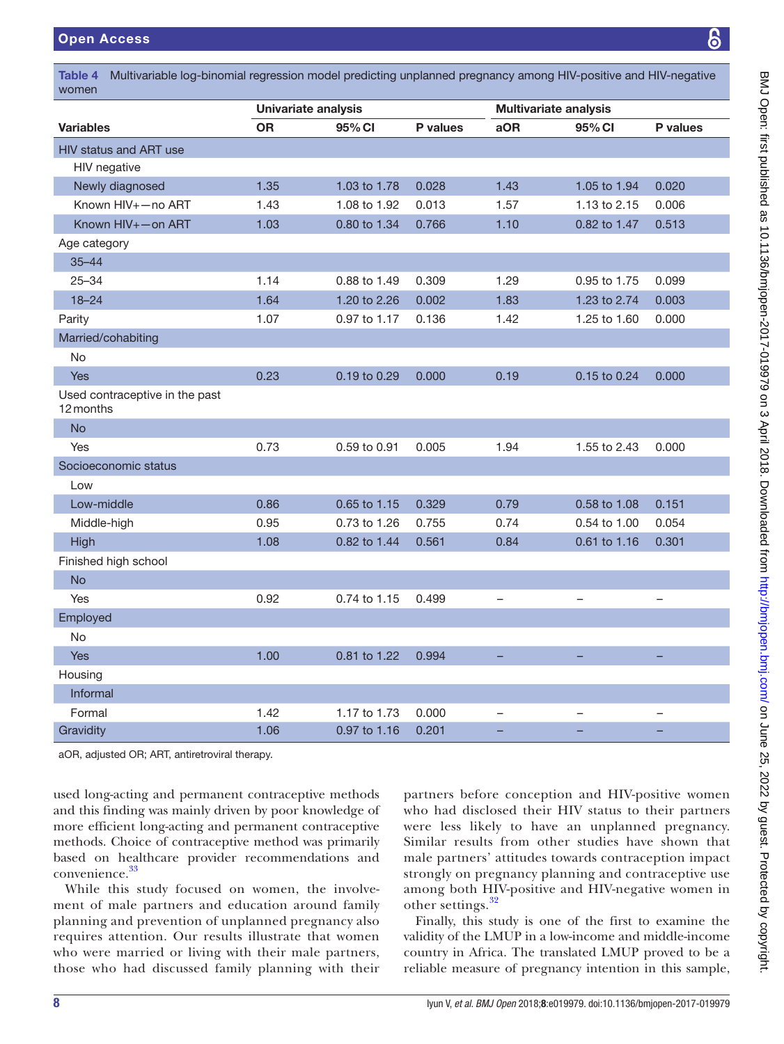**Table 4** Multivariable log-binomial regression model predicting unplanned pregnancy among HIV-positive and HIV-negative women

| | Univariate analysis | | | Multivariate analysis | | |
|---|---|---|---|---|---|---|
| **Variables** | **OR** | **95% CI** | **P values** | **aOR** | **95% CI** | **P values** |
| HIV status and ART use | | | | | | |
| HIV negative | | | | | | |
| Newly diagnosed | 1.35 | 1.03 to 1.78 | 0.028 | 1.43 | 1.05 to 1.94 | 0.020 |
| Known HIV+—no ART | 1.43 | 1.08 to 1.92 | 0.013 | 1.57 | 1.13 to 2.15 | 0.006 |
| Known HIV+—on ART | 1.03 | 0.80 to 1.34 | 0.766 | 1.10 | 0.82 to 1.47 | 0.513 |
| Age category | | | | | | |
| 35–44 | | | | | | |
| 25–34 | 1.14 | 0.88 to 1.49 | 0.309 | 1.29 | 0.95 to 1.75 | 0.099 |
| 18–24 | 1.64 | 1.20 to 2.26 | 0.002 | 1.83 | 1.23 to 2.74 | 0.003 |
| Parity | 1.07 | 0.97 to 1.17 | 0.136 | 1.42 | 1.25 to 1.60 | 0.000 |
| Married/cohabiting | | | | | | |
| No | | | | | | |
| Yes | 0.23 | 0.19 to 0.29 | 0.000 | 0.19 | 0.15 to 0.24 | 0.000 |
| Used contraceptive in the past 12 months | | | | | | |
| No | | | | | | |
| Yes | 0.73 | 0.59 to 0.91 | 0.005 | 1.94 | 1.55 to 2.43 | 0.000 |
| Socioeconomic status | | | | | | |
| Low | | | | | | |
| Low-middle | 0.86 | 0.65 to 1.15 | 0.329 | 0.79 | 0.58 to 1.08 | 0.151 |
| Middle-high | 0.95 | 0.73 to 1.26 | 0.755 | 0.74 | 0.54 to 1.00 | 0.054 |
| High | 1.08 | 0.82 to 1.44 | 0.561 | 0.84 | 0.61 to 1.16 | 0.301 |
| Finished high school | | | | | | |
| No | | | | | | |
| Yes | 0.92 | 0.74 to 1.15 | 0.499 | – | – | – |
| Employed | | | | | | |
| No | | | | | | |
| Yes | 1.00 | 0.81 to 1.22 | 0.994 | – | – | – |
| Housing | | | | | | |
| Informal | | | | | | |
| Formal | 1.42 | 1.17 to 1.73 | 0.000 | – | – | – |
| Gravidity | 1.06 | 0.97 to 1.16 | 0.201 | – | – | – |

aOR, adjusted OR; ART, antiretroviral therapy.

used long-acting and permanent contraceptive methods and this finding was mainly driven by poor knowledge of more efficient long-acting and permanent contraceptive methods. Choice of contraceptive method was primarily based on healthcare provider recommendations and convenience.[33]

While this study focused on women, the involvement of male partners and education around family planning and prevention of unplanned pregnancy also requires attention. Our results illustrate that women who were married or living with their male partners, those who had discussed family planning with their partners before conception and HIV-positive women who had disclosed their HIV status to their partners were less likely to have an unplanned pregnancy. Similar results from other studies have shown that male partners' attitudes towards contraception impact strongly on pregnancy planning and contraceptive use among both HIV-positive and HIV-negative women in other settings.[32]

Finally, this study is one of the first to examine the validity of the LMUP in a low-income and middle-income country in Africa. The translated LMUP proved to be a reliable measure of pregnancy intention in this sample,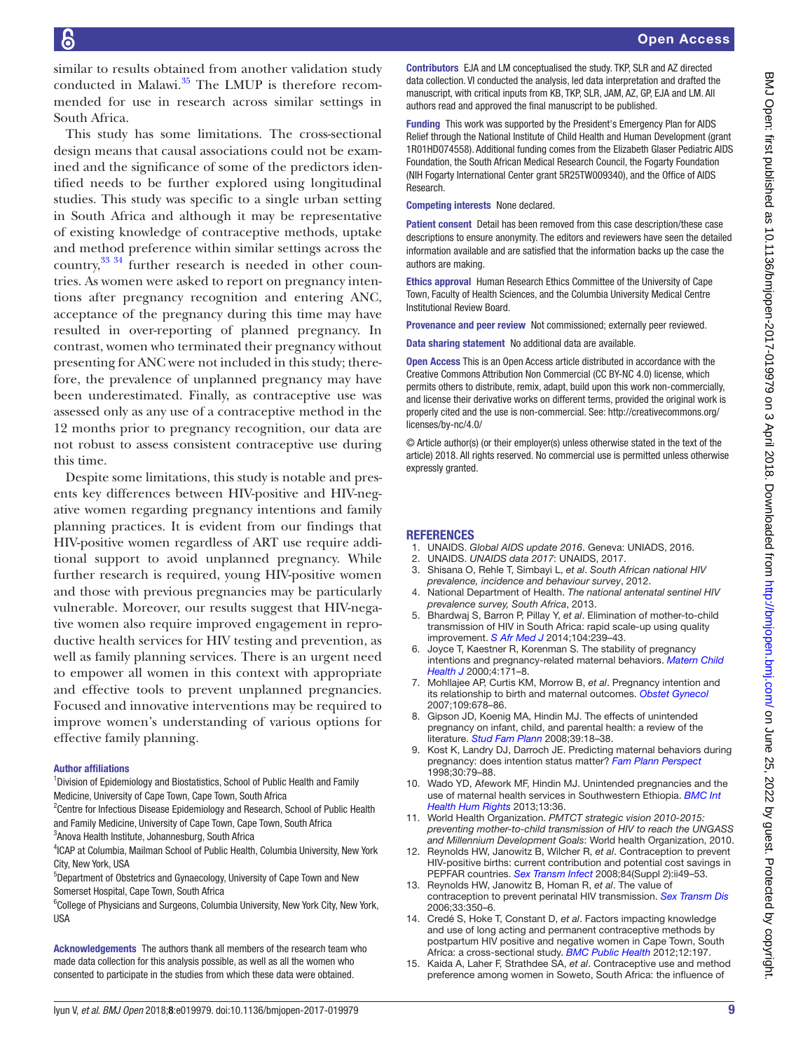similar to results obtained from another validation study conducted in Malawi.[35] The LMUP is therefore recommended for use in research across similar settings in South Africa.

This study has some limitations. The cross-sectional design means that causal associations could not be examined and the significance of some of the predictors identified needs to be further explored using longitudinal studies. This study was specific to a single urban setting in South Africa and although it may be representative of existing knowledge of contraceptive methods, uptake and method preference within similar settings across the country,[33 34] further research is needed in other countries. As women were asked to report on pregnancy intentions after pregnancy recognition and entering ANC, acceptance of the pregnancy during this time may have resulted in over-reporting of planned pregnancy. In contrast, women who terminated their pregnancy without presenting for ANC were not included in this study; therefore, the prevalence of unplanned pregnancy may have been underestimated. Finally, as contraceptive use was assessed only as any use of a contraceptive method in the 12 months prior to pregnancy recognition, our data are not robust to assess consistent contraceptive use during this time.

Despite some limitations, this study is notable and presents key differences between HIV-positive and HIV-negative women regarding pregnancy intentions and family planning practices. It is evident from our findings that HIV-positive women regardless of ART use require additional support to avoid unplanned pregnancy. While further research is required, young HIV-positive women and those with previous pregnancies may be particularly vulnerable. Moreover, our results suggest that HIV-negative women also require improved engagement in reproductive health services for HIV testing and prevention, as well as family planning services. There is an urgent need to empower all women in this context with appropriate and effective tools to prevent unplanned pregnancies. Focused and innovative interventions may be required to improve women's understanding of various options for effective family planning.

#### Author affiliations

[1]Division of Epidemiology and Biostatistics, School of Public Health and Family Medicine, University of Cape Town, Cape Town, South Africa
[2]Centre for Infectious Disease Epidemiology and Research, School of Public Health and Family Medicine, University of Cape Town, Cape Town, South Africa
[3]Anova Health Institute, Johannesburg, South Africa
[4]ICAP at Columbia, Mailman School of Public Health, Columbia University, New York City, New York, USA
[5]Department of Obstetrics and Gynaecology, University of Cape Town and New Somerset Hospital, Cape Town, South Africa
[6]College of Physicians and Surgeons, Columbia University, New York City, New York, USA

**Acknowledgements** The authors thank all members of the research team who made data collection for this analysis possible, as well as all the women who consented to participate in the studies from which these data were obtained.

**Contributors** EJA and LM conceptualised the study. TKP, SLR and AZ directed data collection. VI conducted the analysis, led data interpretation and drafted the manuscript, with critical inputs from KB, TKP, SLR, JAM, AZ, GP, EJA and LM. All authors read and approved the final manuscript to be published.

**Funding** This work was supported by the President's Emergency Plan for AIDS Relief through the National Institute of Child Health and Human Development (grant 1R01HD074558). Additional funding comes from the Elizabeth Glaser Pediatric AIDS Foundation, the South African Medical Research Council, the Fogarty Foundation (NIH Fogarty International Center grant 5R25TW009340), and the Office of AIDS Research.

**Competing interests** None declared.

**Patient consent** Detail has been removed from this case description/these case descriptions to ensure anonymity. The editors and reviewers have seen the detailed information available and are satisfied that the information backs up the case the authors are making.

**Ethics approval** Human Research Ethics Committee of the University of Cape Town, Faculty of Health Sciences, and the Columbia University Medical Centre Institutional Review Board.

**Provenance and peer review** Not commissioned; externally peer reviewed.

**Data sharing statement** No additional data are available.

**Open Access** This is an Open Access article distributed in accordance with the Creative Commons Attribution Non Commercial (CC BY-NC 4.0) license, which permits others to distribute, remix, adapt, build upon this work non-commercially, and license their derivative works on different terms, provided the original work is properly cited and the use is non-commercial. See: http://creativecommons.org/licenses/by-nc/4.0/

© Article author(s) (or their employer(s) unless otherwise stated in the text of the article) 2018. All rights reserved. No commercial use is permitted unless otherwise expressly granted.

## REFERENCES

1. UNAIDS. *Global AIDS update 2016*. Geneva: UNIADS, 2016.
2. UNAIDS. *UNAIDS data 2017*: UNAIDS, 2017.
3. Shisana O, Rehle T, Simbayi L, *et al*. *South African national HIV prevalence, incidence and behaviour survey*, 2012.
4. National Department of Health. *The national antenatal sentinel HIV prevalence survey, South Africa*, 2013.
5. Bhardwaj S, Barron P, Pillay Y, et al. Elimination of mother-to-child transmission of HIV in South Africa: rapid scale-up using quality improvement. *S Afr Med J* 2014;104:239–43.
6. Joyce T, Kaestner R, Korenman S. The stability of pregnancy intentions and pregnancy-related maternal behaviors. *Matern Child Health J* 2000;4:171–8.
7. Mohllajee AP, Curtis KM, Morrow B, *et al*. Pregnancy intention and its relationship to birth and maternal outcomes. *Obstet Gynecol* 2007;109:678–86.
8. Gipson JD, Koenig MA, Hindin MJ. The effects of unintended pregnancy on infant, child, and parental health: a review of the literature. *Stud Fam Plann* 2008;39:18–38.
9. Kost K, Landry DJ, Darroch JE. Predicting maternal behaviors during pregnancy: does intention status matter? *Fam Plann Perspect* 1998;30:79–88.
10. Wado YD, Afework MF, Hindin MJ. Unintended pregnancies and the use of maternal health services in Southwestern Ethiopia. *BMC Int Health Hum Rights* 2013;13:36.
11. World Health Organization. *PMTCT strategic vision 2010-2015: preventing mother-to-child transmission of HIV to reach the UNGASS and Millennium Development Goals*: World health Organization, 2010.
12. Reynolds HW, Janowitz B, Wilcher R, *et al*. Contraception to prevent HIV-positive births: current contribution and potential cost savings in PEPFAR countries. *Sex Transm Infect* 2008;84(Suppl 2):ii49–53.
13. Reynolds HW, Janowitz B, Homan R, *et al*. The value of contraception to prevent perinatal HIV transmission. *Sex Transm Dis* 2006;33:350–6.
14. Credé S, Hoke T, Constant D, *et al*. Factors impacting knowledge and use of long acting and permanent contraceptive methods by postpartum HIV positive and negative women in Cape Town, South Africa: a cross-sectional study. *BMC Public Health* 2012;12:197.
15. Kaida A, Laher F, Strathdee SA, *et al*. Contraceptive use and method preference among women in Soweto, South Africa: the influence of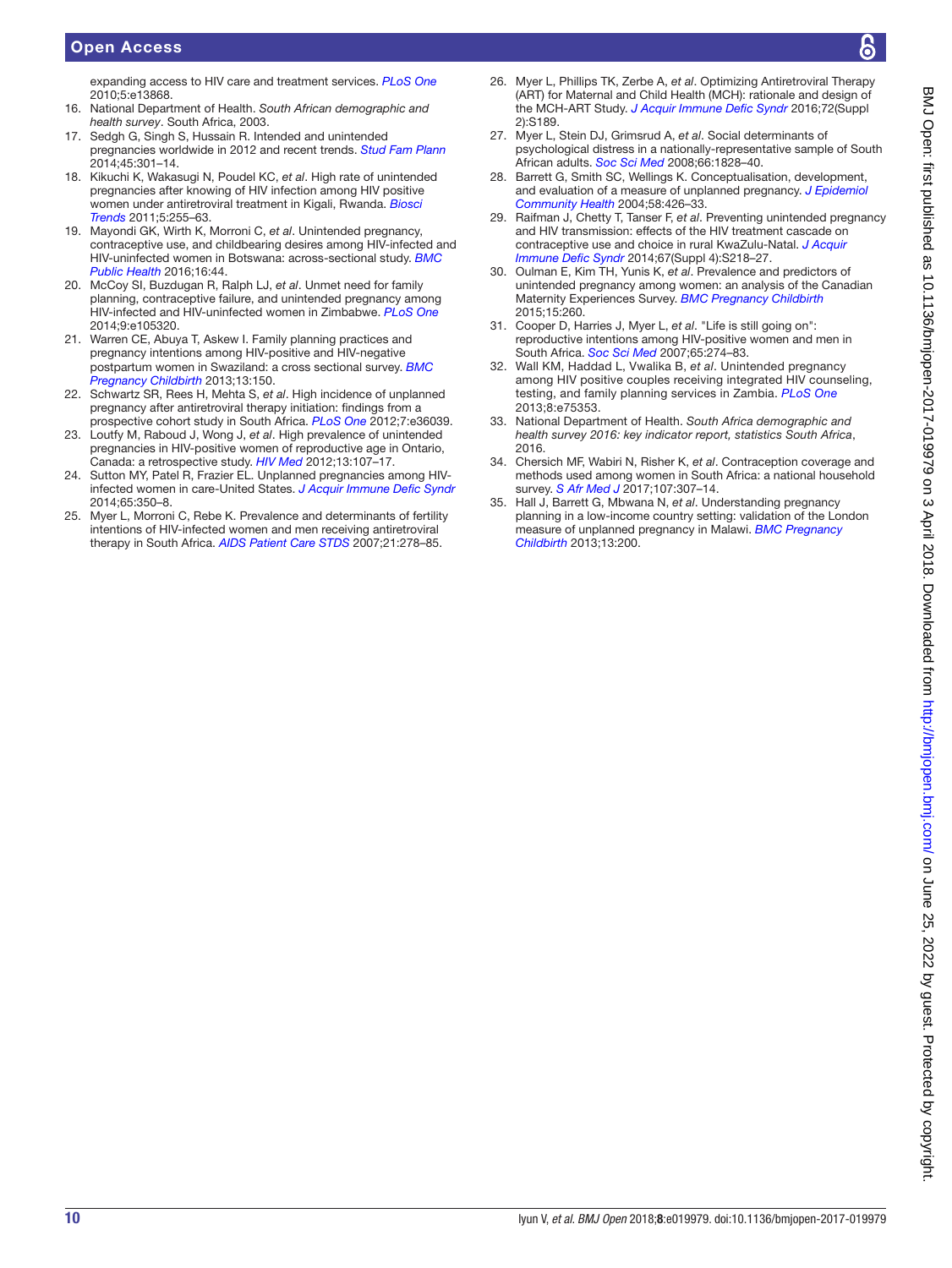expanding access to HIV care and treatment services. *PLoS One* 2010;5:e13868.

16. National Department of Health. *South African demographic and health survey*. South Africa, 2003.
17. Sedgh G, Singh S, Hussain R. Intended and unintended pregnancies worldwide in 2012 and recent trends. *Stud Fam Plann* 2014;45:301–14.
18. Kikuchi K, Wakasugi N, Poudel KC, *et al*. High rate of unintended pregnancies after knowing of HIV infection among HIV positive women under antiretroviral treatment in Kigali, Rwanda. *Biosci Trends* 2011;5:255–63.
19. Mayondi GK, Wirth K, Morroni C, *et al*. Unintended pregnancy, contraceptive use, and childbearing desires among HIV-infected and HIV-uninfected women in Botswana: across-sectional study. *BMC Public Health* 2016;16:44.
20. McCoy SI, Buzdugan R, Ralph LJ, *et al*. Unmet need for family planning, contraceptive failure, and unintended pregnancy among HIV-infected and HIV-uninfected women in Zimbabwe. *PLoS One* 2014;9:e105320.
21. Warren CE, Abuya T, Askew I. Family planning practices and pregnancy intentions among HIV-positive and HIV-negative postpartum women in Swaziland: a cross sectional survey. *BMC Pregnancy Childbirth* 2013;13:150.
22. Schwartz SR, Rees H, Mehta S, *et al*. High incidence of unplanned pregnancy after antiretroviral therapy initiation: findings from a prospective cohort study in South Africa. *PLoS One* 2012;7:e36039.
23. Loutfy M, Raboud J, Wong J, *et al*. High prevalence of unintended pregnancies in HIV-positive women of reproductive age in Ontario, Canada: a retrospective study. *HIV Med* 2012;13:107–17.
24. Sutton MY, Patel R, Frazier EL. Unplanned pregnancies among HIV-infected women in care-United States. *J Acquir Immune Defic Syndr* 2014;65:350–8.
25. Myer L, Morroni C, Rebe K. Prevalence and determinants of fertility intentions of HIV-infected women and men receiving antiretroviral therapy in South Africa. *AIDS Patient Care STDS* 2007;21:278–85.
26. Myer L, Phillips TK, Zerbe A, *et al*. Optimizing Antiretroviral Therapy (ART) for Maternal and Child Health (MCH): rationale and design of the MCH-ART Study. *J Acquir Immune Defic Syndr* 2016;72(Suppl 2):S189.
27. Myer L, Stein DJ, Grimsrud A, *et al*. Social determinants of psychological distress in a nationally-representative sample of South African adults. *Soc Sci Med* 2008;66:1828–40.
28. Barrett G, Smith SC, Wellings K. Conceptualisation, development, and evaluation of a measure of unplanned pregnancy. *J Epidemiol Community Health* 2004;58:426–33.
29. Raifman J, Chetty T, Tanser F, *et al*. Preventing unintended pregnancy and HIV transmission: effects of the HIV treatment cascade on contraceptive use and choice in rural KwaZulu-Natal. *J Acquir Immune Defic Syndr* 2014;67(Suppl 4):S218–27.
30. Oulman E, Kim TH, Yunis K, *et al*. Prevalence and predictors of unintended pregnancy among women: an analysis of the Canadian Maternity Experiences Survey. *BMC Pregnancy Childbirth* 2015;15:260.
31. Cooper D, Harries J, Myer L, *et al*. "Life is still going on": reproductive intentions among HIV-positive women and men in South Africa. *Soc Sci Med* 2007;65:274–83.
32. Wall KM, Haddad L, Vwalika B, *et al*. Unintended pregnancy among HIV positive couples receiving integrated HIV counseling, testing, and family planning services in Zambia. *PLoS One* 2013;8:e75353.
33. National Department of Health. *South Africa demographic and health survey 2016: key indicator report, statistics South Africa*, 2016.
34. Chersich MF, Wabiri N, Risher K, *et al*. Contraception coverage and methods used among women in South Africa: a national household survey. *S Afr Med J* 2017;107:307–14.
35. Hall J, Barrett G, Mbwana N, *et al*. Understanding pregnancy planning in a low-income country setting: validation of the London measure of unplanned pregnancy in Malawi. *BMC Pregnancy Childbirth* 2013;13:200.